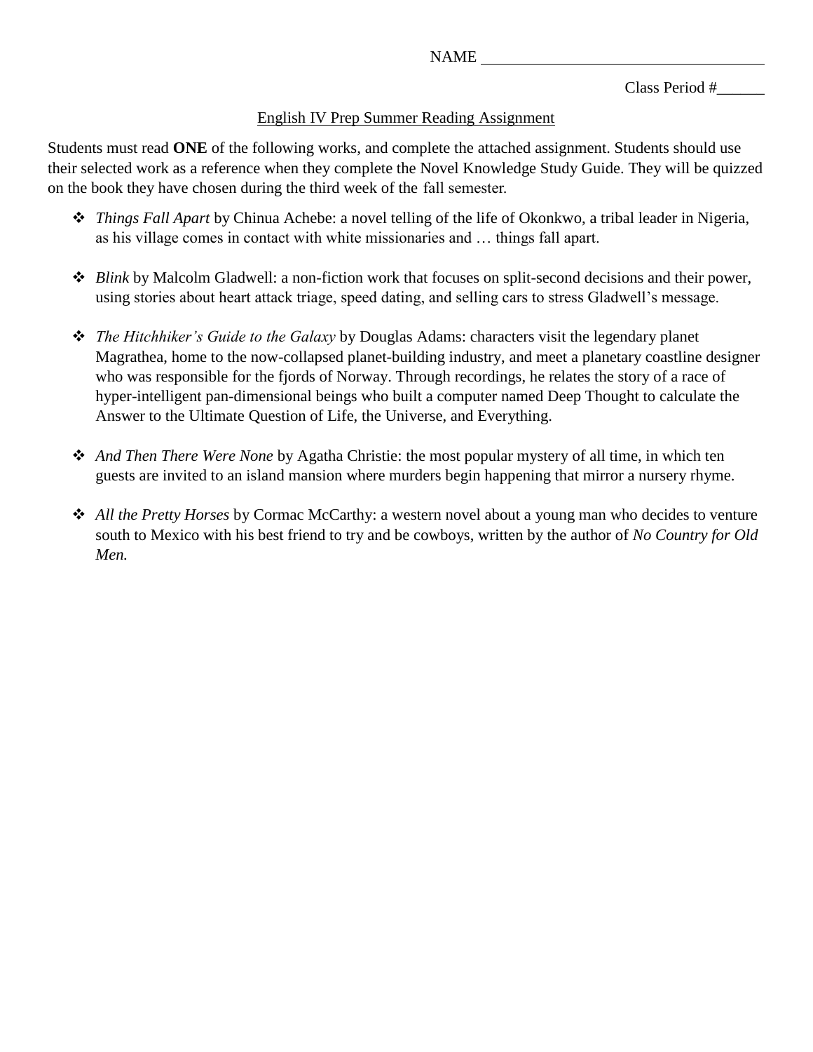NAME ____________________________________

Class Period #______

English IV Prep Summer Reading Assignment

Students must read **ONE** of the following works, and complete the attached assignment. Students should use their selected work as a reference when they complete the Novel Knowledge Study Guide. They will be quizzed on the book they have chosen during the third week of the fall semester.

- *Things Fall Apart* by Chinua Achebe: a novel telling of the life of Okonkwo, a tribal leader in Nigeria, as his village comes in contact with white missionaries and … things fall apart.

- *Blink* by Malcolm Gladwell: a non-fiction work that focuses on split-second decisions and their power, using stories about heart attack triage, speed dating, and selling cars to stress Gladwell's message.

- *The Hitchhiker's Guide to the Galaxy* by Douglas Adams: characters visit the legendary planet Magrathea, home to the now-collapsed planet-building industry, and meet a planetary coastline designer who was responsible for the fjords of Norway. Through recordings, he relates the story of a race of hyper-intelligent pan-dimensional beings who built a computer named Deep Thought to calculate the Answer to the Ultimate Question of Life, the Universe, and Everything.

- *And Then There Were None* by Agatha Christie: the most popular mystery of all time, in which ten guests are invited to an island mansion where murders begin happening that mirror a nursery rhyme.

- *All the Pretty Horses* by Cormac McCarthy: a western novel about a young man who decides to venture south to Mexico with his best friend to try and be cowboys, written by the author of *No Country for Old Men.*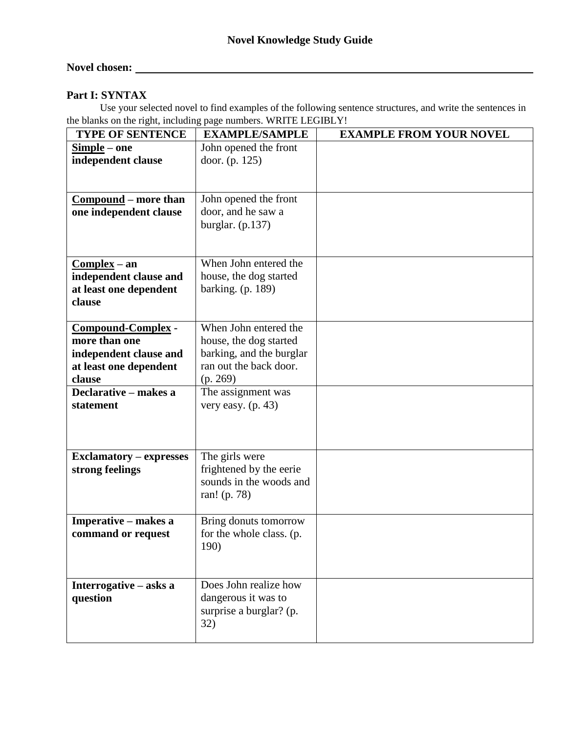**Novel Knowledge Study Guide**

**Novel chosen:** \_\_\_\_\_\_\_\_\_\_\_\_\_\_\_\_\_\_\_\_\_\_\_\_\_\_\_\_\_\_\_\_\_\_\_\_\_\_\_\_\_\_\_\_

**Part I: SYNTAX**

Use your selected novel to find examples of the following sentence structures, and write the sentences in the blanks on the right, including page numbers. WRITE LEGIBLY!

| TYPE OF SENTENCE | EXAMPLE/SAMPLE | EXAMPLE FROM YOUR NOVEL |
| --- | --- | --- |
| **<u>Simple</u> – one independent clause** | John opened the front door. (p. 125) | |
| **<u>Compound</u> – more than one independent clause** | John opened the front door, and he saw a burglar. (p.137) | |
| **<u>Complex</u> – an independent clause and at least one dependent clause** | When John entered the house, the dog started barking. (p. 189) | |
| **<u>Compound-Complex</u> - more than one independent clause and at least one dependent clause** | When John entered the house, the dog started barking, and the burglar ran out the back door. (p. 269) | |
| **Declarative – makes a statement** | The assignment was very easy. (p. 43) | |
| **Exclamatory – expresses strong feelings** | The girls were frightened by the eerie sounds in the woods and ran! (p. 78) | |
| **Imperative – makes a command or request** | Bring donuts tomorrow for the whole class. (p. 190) | |
| **Interrogative – asks a question** | Does John realize how dangerous it was to surprise a burglar? (p. 32) | |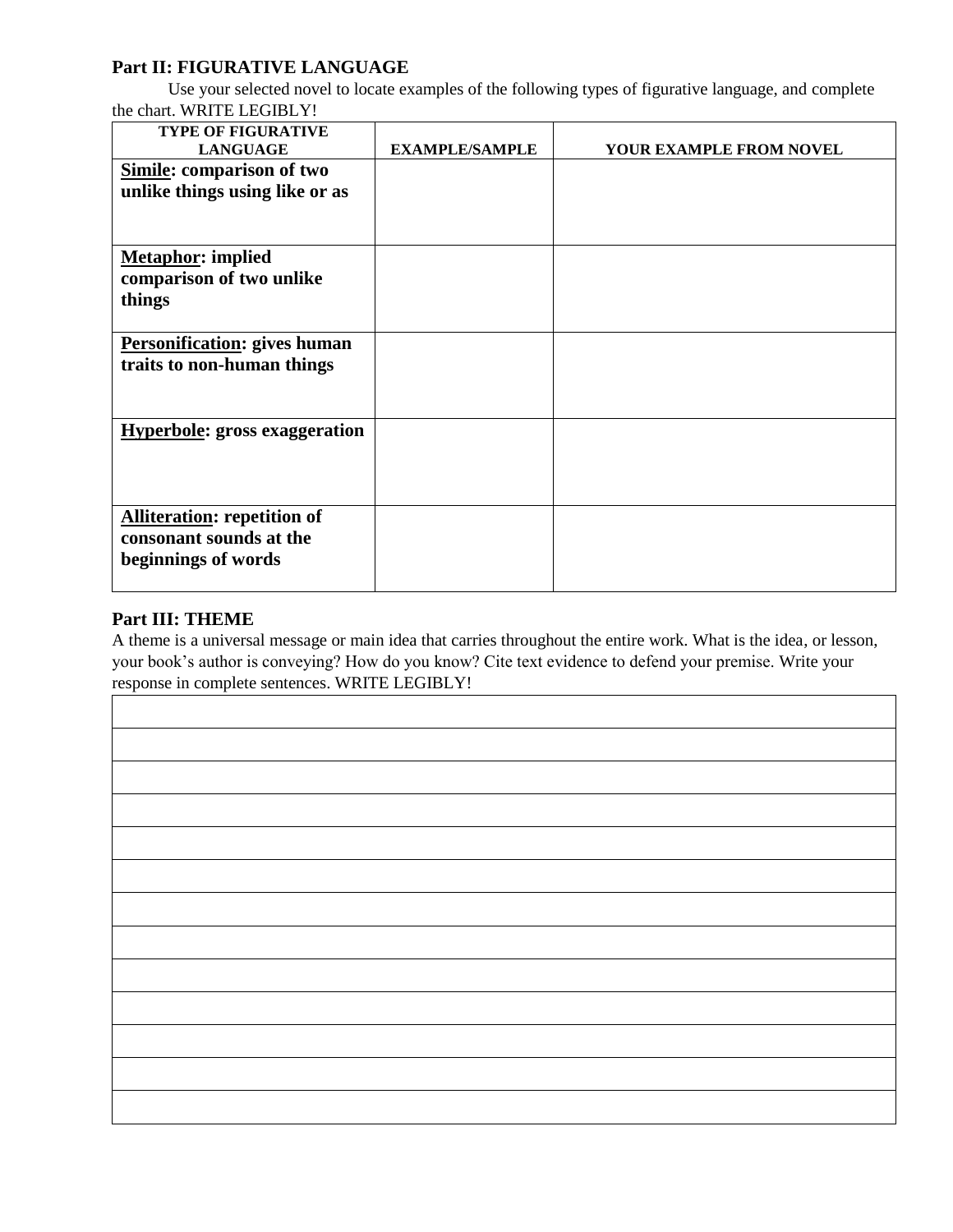## Part II: FIGURATIVE LANGUAGE

Use your selected novel to locate examples of the following types of figurative language, and complete the chart. WRITE LEGIBLY!

| TYPE OF FIGURATIVE LANGUAGE | EXAMPLE/SAMPLE | YOUR EXAMPLE FROM NOVEL |
|---|---|---|
| **Simile: comparison of two unlike things using like or as** | | |
| **Metaphor: implied comparison of two unlike things** | | |
| **Personification: gives human traits to non-human things** | | |
| **Hyperbole: gross exaggeration** | | |
| **Alliteration: repetition of consonant sounds at the beginnings of words** | | |

## Part III: THEME

A theme is a universal message or main idea that carries throughout the entire work. What is the idea, or lesson, your book's author is conveying? How do you know? Cite text evidence to defend your premise. Write your response in complete sentences. WRITE LEGIBLY!